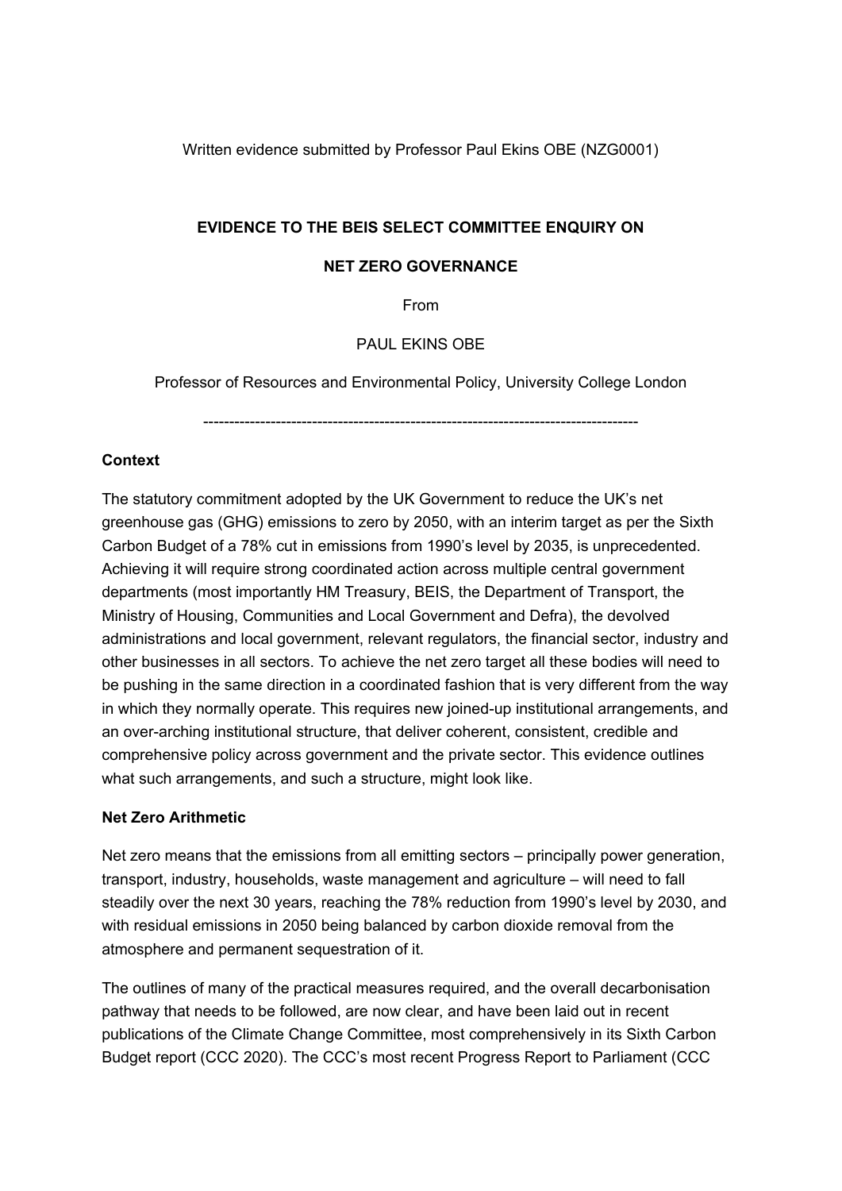Written evidence submitted by Professor Paul Ekins OBE (NZG0001)

**EVIDENCE TO THE BEIS SELECT COMMITTEE ENQUIRY ON**

**NET ZERO GOVERNANCE**

From

PAUL EKINS OBE

Professor of Resources and Environmental Policy, University College London

------------------------------------------------------------------------------------

**Context**

The statutory commitment adopted by the UK Government to reduce the UK's net greenhouse gas (GHG) emissions to zero by 2050, with an interim target as per the Sixth Carbon Budget of a 78% cut in emissions from 1990's level by 2035, is unprecedented. Achieving it will require strong coordinated action across multiple central government departments (most importantly HM Treasury, BEIS, the Department of Transport, the Ministry of Housing, Communities and Local Government and Defra), the devolved administrations and local government, relevant regulators, the financial sector, industry and other businesses in all sectors. To achieve the net zero target all these bodies will need to be pushing in the same direction in a coordinated fashion that is very different from the way in which they normally operate. This requires new joined-up institutional arrangements, and an over-arching institutional structure, that deliver coherent, consistent, credible and comprehensive policy across government and the private sector. This evidence outlines what such arrangements, and such a structure, might look like.

**Net Zero Arithmetic**

Net zero means that the emissions from all emitting sectors – principally power generation, transport, industry, households, waste management and agriculture – will need to fall steadily over the next 30 years, reaching the 78% reduction from 1990's level by 2030, and with residual emissions in 2050 being balanced by carbon dioxide removal from the atmosphere and permanent sequestration of it.

The outlines of many of the practical measures required, and the overall decarbonisation pathway that needs to be followed, are now clear, and have been laid out in recent publications of the Climate Change Committee, most comprehensively in its Sixth Carbon Budget report (CCC 2020). The CCC's most recent Progress Report to Parliament (CCC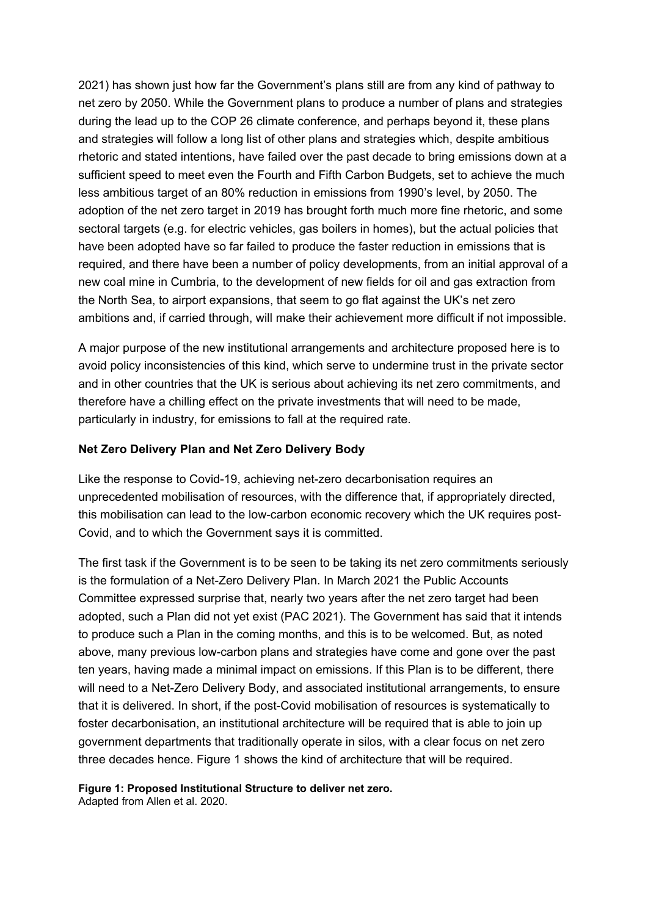2021) has shown just how far the Government's plans still are from any kind of pathway to net zero by 2050. While the Government plans to produce a number of plans and strategies during the lead up to the COP 26 climate conference, and perhaps beyond it, these plans and strategies will follow a long list of other plans and strategies which, despite ambitious rhetoric and stated intentions, have failed over the past decade to bring emissions down at a sufficient speed to meet even the Fourth and Fifth Carbon Budgets, set to achieve the much less ambitious target of an 80% reduction in emissions from 1990's level, by 2050. The adoption of the net zero target in 2019 has brought forth much more fine rhetoric, and some sectoral targets (e.g. for electric vehicles, gas boilers in homes), but the actual policies that have been adopted have so far failed to produce the faster reduction in emissions that is required, and there have been a number of policy developments, from an initial approval of a new coal mine in Cumbria, to the development of new fields for oil and gas extraction from the North Sea, to airport expansions, that seem to go flat against the UK's net zero ambitions and, if carried through, will make their achievement more difficult if not impossible.

A major purpose of the new institutional arrangements and architecture proposed here is to avoid policy inconsistencies of this kind, which serve to undermine trust in the private sector and in other countries that the UK is serious about achieving its net zero commitments, and therefore have a chilling effect on the private investments that will need to be made, particularly in industry, for emissions to fall at the required rate.

**Net Zero Delivery Plan and Net Zero Delivery Body**

Like the response to Covid-19, achieving net-zero decarbonisation requires an unprecedented mobilisation of resources, with the difference that, if appropriately directed, this mobilisation can lead to the low-carbon economic recovery which the UK requires post-Covid, and to which the Government says it is committed.

The first task if the Government is to be seen to be taking its net zero commitments seriously is the formulation of a Net-Zero Delivery Plan. In March 2021 the Public Accounts Committee expressed surprise that, nearly two years after the net zero target had been adopted, such a Plan did not yet exist (PAC 2021). The Government has said that it intends to produce such a Plan in the coming months, and this is to be welcomed. But, as noted above, many previous low-carbon plans and strategies have come and gone over the past ten years, having made a minimal impact on emissions. If this Plan is to be different, there will need to a Net-Zero Delivery Body, and associated institutional arrangements, to ensure that it is delivered. In short, if the post-Covid mobilisation of resources is systematically to foster decarbonisation, an institutional architecture will be required that is able to join up government departments that traditionally operate in silos, with a clear focus on net zero three decades hence. Figure 1 shows the kind of architecture that will be required.

**Figure 1: Proposed Institutional Structure to deliver net zero.**
Adapted from Allen et al. 2020.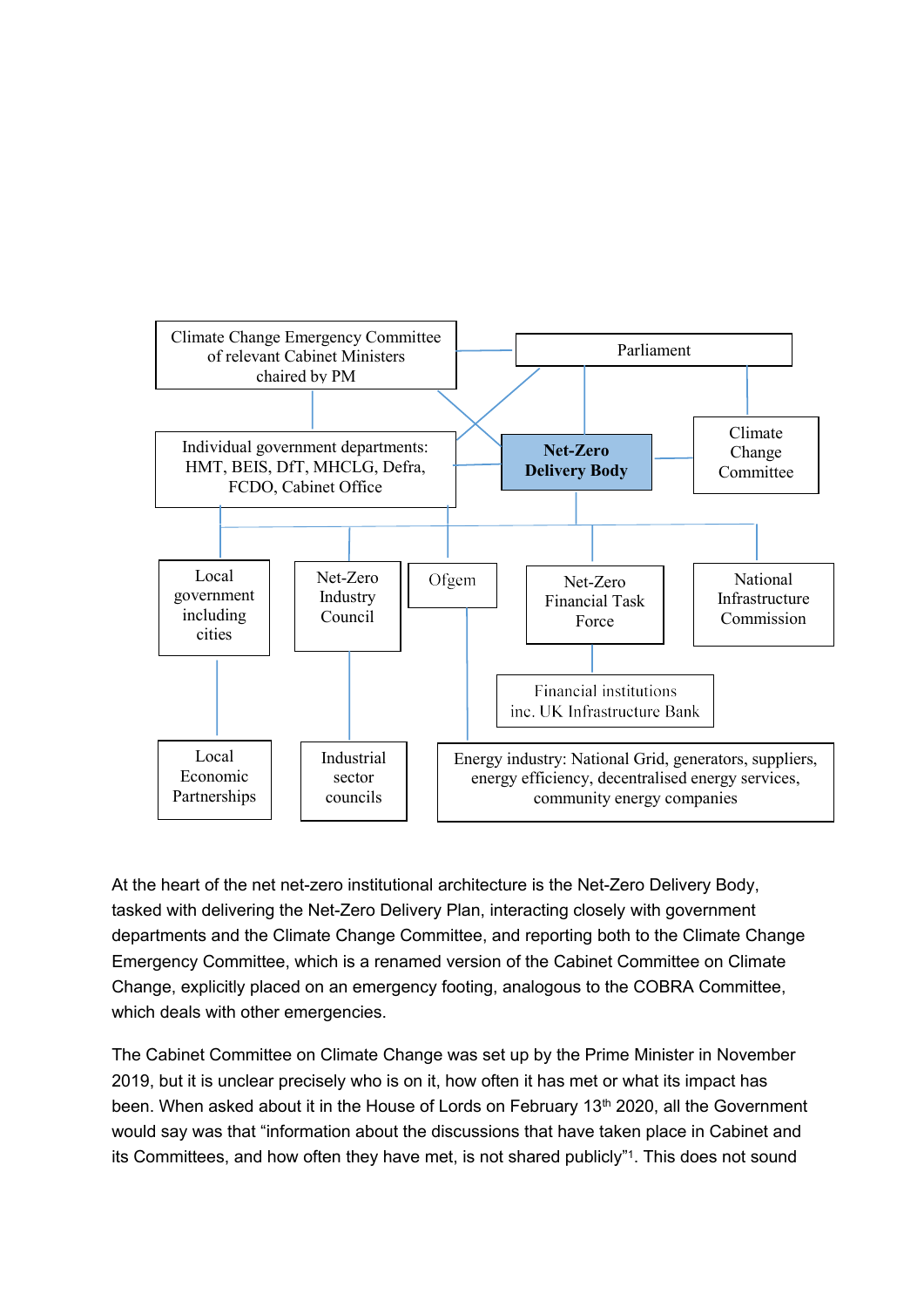Climate Change Emergency Committee of relevant Cabinet Ministers chaired by PM

Parliament

Individual government departments: HMT, BEIS, DfT, MHCLG, Defra, FCDO, Cabinet Office

**Net-Zero Delivery Body**

Climate Change Committee

Local government including cities

Net-Zero Industry Council

Ofgem

Net-Zero Financial Task Force

National Infrastructure Commission

Financial institutions inc. UK Infrastructure Bank

Local Economic Partnerships

Industrial sector councils

Energy industry: National Grid, generators, suppliers, energy efficiency, decentralised energy services, community energy companies

At the heart of the net net-zero institutional architecture is the Net-Zero Delivery Body, tasked with delivering the Net-Zero Delivery Plan, interacting closely with government departments and the Climate Change Committee, and reporting both to the Climate Change Emergency Committee, which is a renamed version of the Cabinet Committee on Climate Change, explicitly placed on an emergency footing, analogous to the COBRA Committee, which deals with other emergencies.

The Cabinet Committee on Climate Change was set up by the Prime Minister in November 2019, but it is unclear precisely who is on it, how often it has met or what its impact has been. When asked about it in the House of Lords on February 13th 2020, all the Government would say was that "information about the discussions that have taken place in Cabinet and its Committees, and how often they have met, is not shared publicly"[1]. This does not sound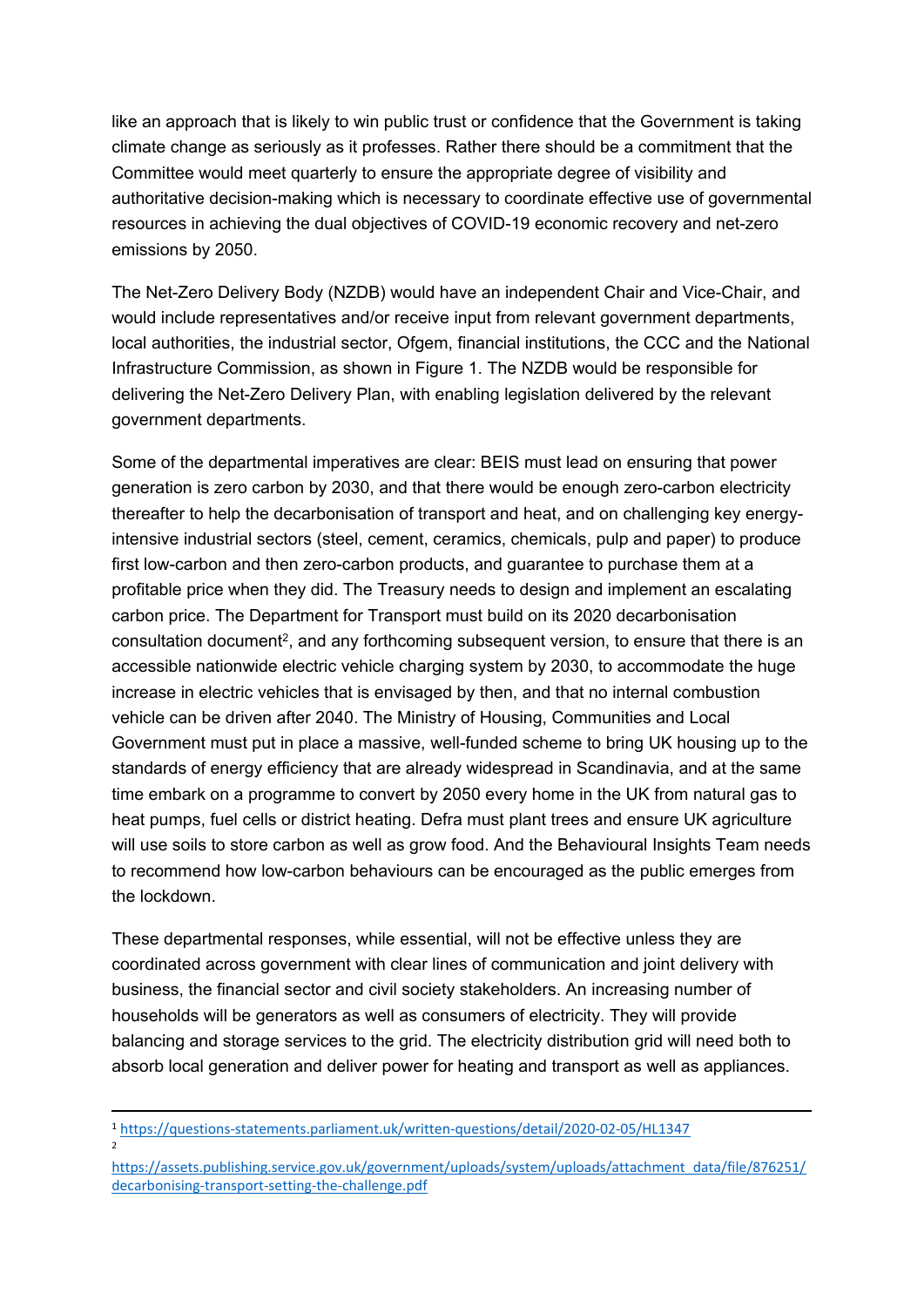like an approach that is likely to win public trust or confidence that the Government is taking climate change as seriously as it professes. Rather there should be a commitment that the Committee would meet quarterly to ensure the appropriate degree of visibility and authoritative decision-making which is necessary to coordinate effective use of governmental resources in achieving the dual objectives of COVID-19 economic recovery and net-zero emissions by 2050.

The Net-Zero Delivery Body (NZDB) would have an independent Chair and Vice-Chair, and would include representatives and/or receive input from relevant government departments, local authorities, the industrial sector, Ofgem, financial institutions, the CCC and the National Infrastructure Commission, as shown in Figure 1. The NZDB would be responsible for delivering the Net-Zero Delivery Plan, with enabling legislation delivered by the relevant government departments.

Some of the departmental imperatives are clear: BEIS must lead on ensuring that power generation is zero carbon by 2030, and that there would be enough zero-carbon electricity thereafter to help the decarbonisation of transport and heat, and on challenging key energy-intensive industrial sectors (steel, cement, ceramics, chemicals, pulp and paper) to produce first low-carbon and then zero-carbon products, and guarantee to purchase them at a profitable price when they did. The Treasury needs to design and implement an escalating carbon price. The Department for Transport must build on its 2020 decarbonisation consultation document[2], and any forthcoming subsequent version, to ensure that there is an accessible nationwide electric vehicle charging system by 2030, to accommodate the huge increase in electric vehicles that is envisaged by then, and that no internal combustion vehicle can be driven after 2040. The Ministry of Housing, Communities and Local Government must put in place a massive, well-funded scheme to bring UK housing up to the standards of energy efficiency that are already widespread in Scandinavia, and at the same time embark on a programme to convert by 2050 every home in the UK from natural gas to heat pumps, fuel cells or district heating. Defra must plant trees and ensure UK agriculture will use soils to store carbon as well as grow food. And the Behavioural Insights Team needs to recommend how low-carbon behaviours can be encouraged as the public emerges from the lockdown.

These departmental responses, while essential, will not be effective unless they are coordinated across government with clear lines of communication and joint delivery with business, the financial sector and civil society stakeholders. An increasing number of households will be generators as well as consumers of electricity. They will provide balancing and storage services to the grid. The electricity distribution grid will need both to absorb local generation and deliver power for heating and transport as well as appliances.

---

[1] https://questions-statements.parliament.uk/written-questions/detail/2020-02-05/HL1347

[2] https://assets.publishing.service.gov.uk/government/uploads/system/uploads/attachment_data/file/876251/decarbonising-transport-setting-the-challenge.pdf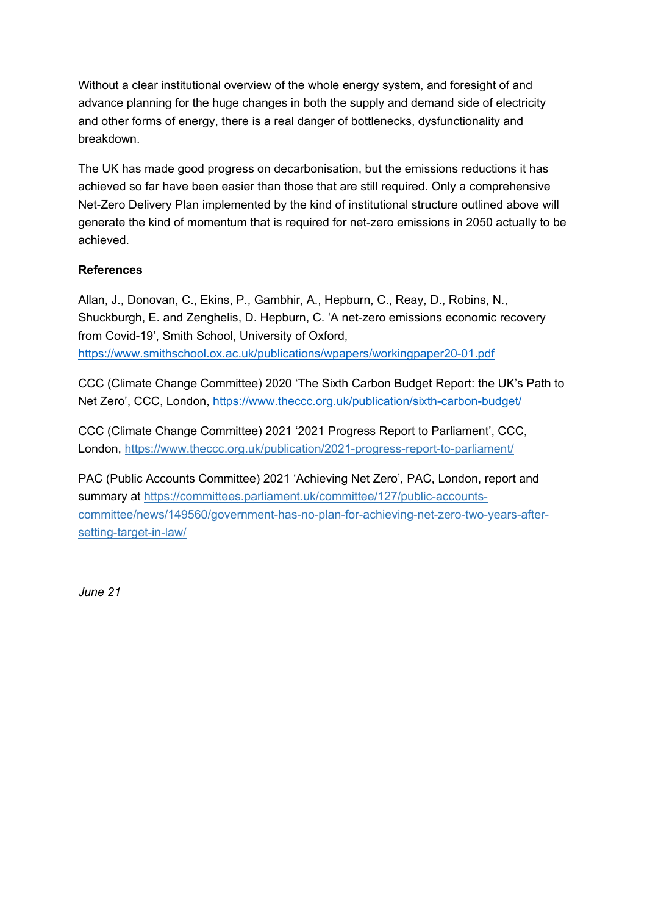Without a clear institutional overview of the whole energy system, and foresight of and advance planning for the huge changes in both the supply and demand side of electricity and other forms of energy, there is a real danger of bottlenecks, dysfunctionality and breakdown.

The UK has made good progress on decarbonisation, but the emissions reductions it has achieved so far have been easier than those that are still required. Only a comprehensive Net-Zero Delivery Plan implemented by the kind of institutional structure outlined above will generate the kind of momentum that is required for net-zero emissions in 2050 actually to be achieved.

**References**

Allan, J., Donovan, C., Ekins, P., Gambhir, A., Hepburn, C., Reay, D., Robins, N., Shuckburgh, E. and Zenghelis, D. Hepburn, C. 'A net-zero emissions economic recovery from Covid-19', Smith School, University of Oxford, https://www.smithschool.ox.ac.uk/publications/wpapers/workingpaper20-01.pdf

CCC (Climate Change Committee) 2020 'The Sixth Carbon Budget Report: the UK's Path to Net Zero', CCC, London, https://www.theccc.org.uk/publication/sixth-carbon-budget/

CCC (Climate Change Committee) 2021 '2021 Progress Report to Parliament', CCC, London, https://www.theccc.org.uk/publication/2021-progress-report-to-parliament/

PAC (Public Accounts Committee) 2021 'Achieving Net Zero', PAC, London, report and summary at https://committees.parliament.uk/committee/127/public-accounts-committee/news/149560/government-has-no-plan-for-achieving-net-zero-two-years-after-setting-target-in-law/

*June 21*